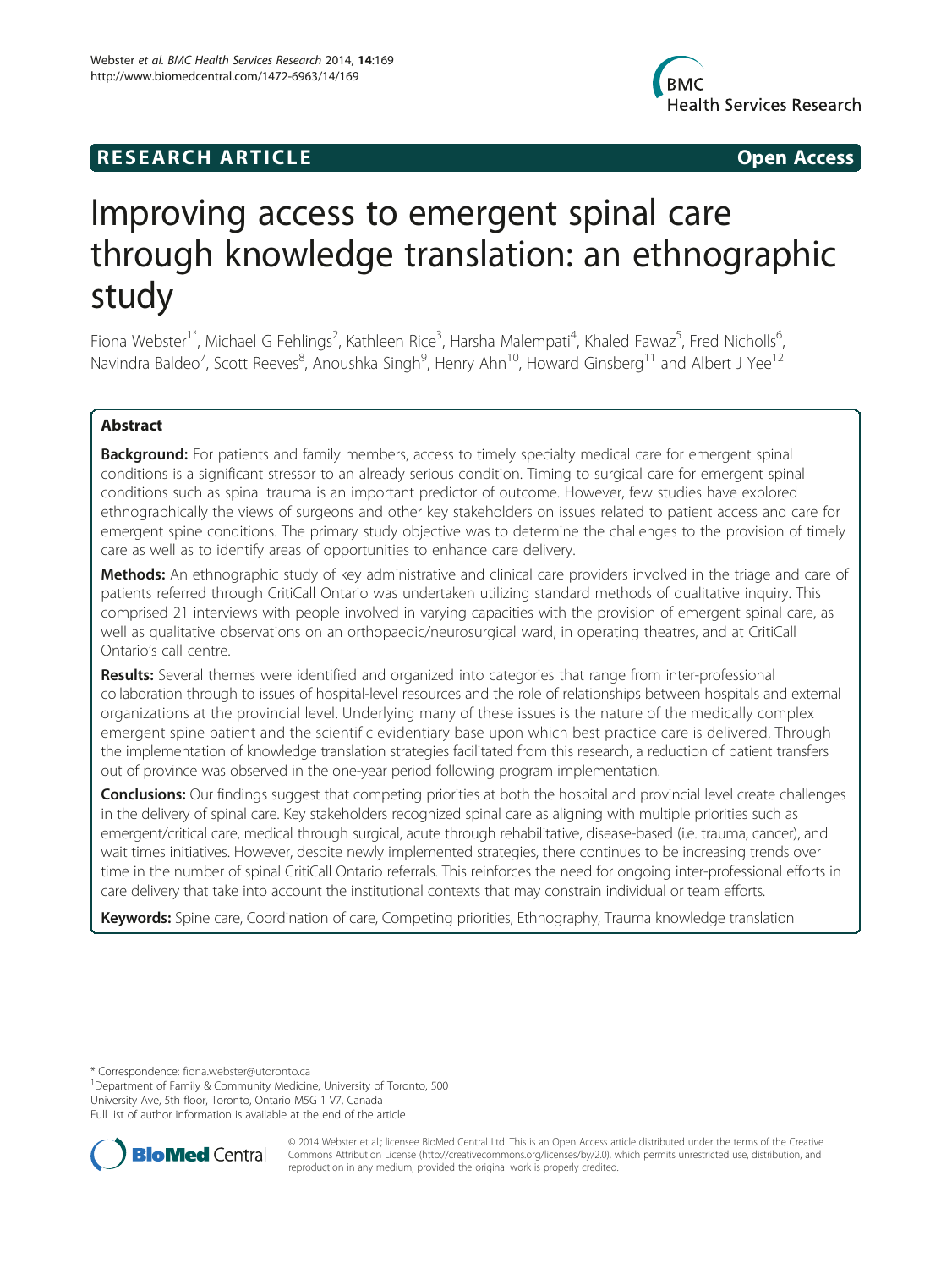RESEARCH ARTICLE

Open Access

# Improving access to emergent spinal care through knowledge translation: an ethnographic study

Fiona Webster[1*], Michael G Fehlings[2], Kathleen Rice[3], Harsha Malempati[4], Khaled Fawaz[5], Fred Nicholls[6], Navindra Baldeo[7], Scott Reeves[8], Anoushka Singh[9], Henry Ahn[10], Howard Ginsberg[11] and Albert J Yee[12]

## Abstract

**Background:** For patients and family members, access to timely specialty medical care for emergent spinal conditions is a significant stressor to an already serious condition. Timing to surgical care for emergent spinal conditions such as spinal trauma is an important predictor of outcome. However, few studies have explored ethnographically the views of surgeons and other key stakeholders on issues related to patient access and care for emergent spine conditions. The primary study objective was to determine the challenges to the provision of timely care as well as to identify areas of opportunities to enhance care delivery.

**Methods:** An ethnographic study of key administrative and clinical care providers involved in the triage and care of patients referred through CritiCall Ontario was undertaken utilizing standard methods of qualitative inquiry. This comprised 21 interviews with people involved in varying capacities with the provision of emergent spinal care, as well as qualitative observations on an orthopaedic/neurosurgical ward, in operating theatres, and at CritiCall Ontario's call centre.

**Results:** Several themes were identified and organized into categories that range from inter-professional collaboration through to issues of hospital-level resources and the role of relationships between hospitals and external organizations at the provincial level. Underlying many of these issues is the nature of the medically complex emergent spine patient and the scientific evidentiary base upon which best practice care is delivered. Through the implementation of knowledge translation strategies facilitated from this research, a reduction of patient transfers out of province was observed in the one-year period following program implementation.

**Conclusions:** Our findings suggest that competing priorities at both the hospital and provincial level create challenges in the delivery of spinal care. Key stakeholders recognized spinal care as aligning with multiple priorities such as emergent/critical care, medical through surgical, acute through rehabilitative, disease-based (i.e. trauma, cancer), and wait times initiatives. However, despite newly implemented strategies, there continues to be increasing trends over time in the number of spinal CritiCall Ontario referrals. This reinforces the need for ongoing inter-professional efforts in care delivery that take into account the institutional contexts that may constrain individual or team efforts.

**Keywords:** Spine care, Coordination of care, Competing priorities, Ethnography, Trauma knowledge translation

---

\* Correspondence: fiona.webster@utoronto.ca
[1]Department of Family & Community Medicine, University of Toronto, 500 University Ave, 5th floor, Toronto, Ontario M5G 1 V7, Canada
Full list of author information is available at the end of the article

© 2014 Webster et al.; licensee BioMed Central Ltd. This is an Open Access article distributed under the terms of the Creative Commons Attribution License (http://creativecommons.org/licenses/by/2.0), which permits unrestricted use, distribution, and reproduction in any medium, provided the original work is properly credited.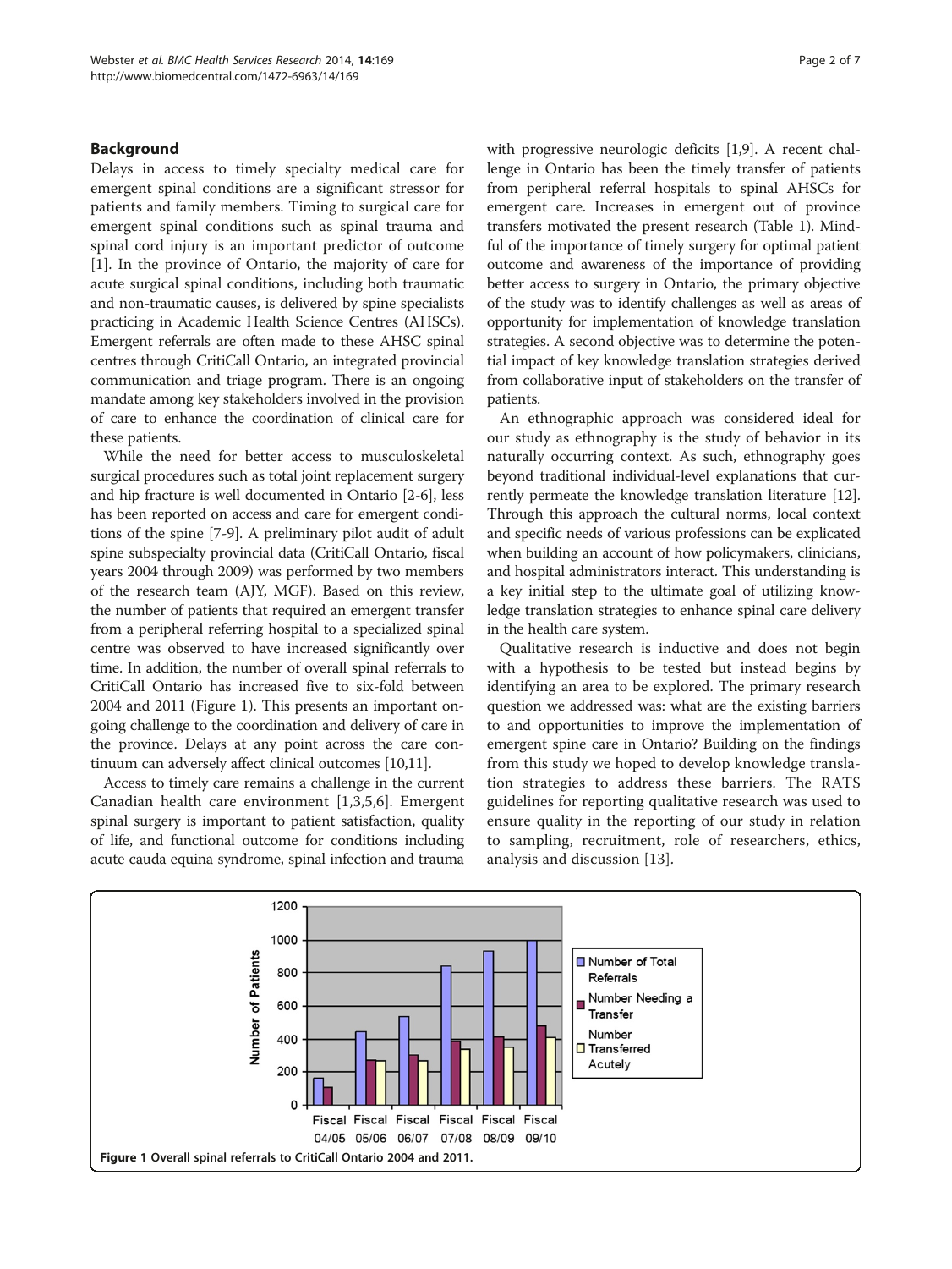## Background

Delays in access to timely specialty medical care for emergent spinal conditions are a significant stressor for patients and family members. Timing to surgical care for emergent spinal conditions such as spinal trauma and spinal cord injury is an important predictor of outcome [1]. In the province of Ontario, the majority of care for acute surgical spinal conditions, including both traumatic and non-traumatic causes, is delivered by spine specialists practicing in Academic Health Science Centres (AHSCs). Emergent referrals are often made to these AHSC spinal centres through CritiCall Ontario, an integrated provincial communication and triage program. There is an ongoing mandate among key stakeholders involved in the provision of care to enhance the coordination of clinical care for these patients.

While the need for better access to musculoskeletal surgical procedures such as total joint replacement surgery and hip fracture is well documented in Ontario [2-6], less has been reported on access and care for emergent conditions of the spine [7-9]. A preliminary pilot audit of adult spine subspecialty provincial data (CritiCall Ontario, fiscal years 2004 through 2009) was performed by two members of the research team (AJY, MGF). Based on this review, the number of patients that required an emergent transfer from a peripheral referring hospital to a specialized spinal centre was observed to have increased significantly over time. In addition, the number of overall spinal referrals to CritiCall Ontario has increased five to six-fold between 2004 and 2011 (Figure 1). This presents an important ongoing challenge to the coordination and delivery of care in the province. Delays at any point across the care continuum can adversely affect clinical outcomes [10,11].

Access to timely care remains a challenge in the current Canadian health care environment [1,3,5,6]. Emergent spinal surgery is important to patient satisfaction, quality of life, and functional outcome for conditions including acute cauda equina syndrome, spinal infection and trauma with progressive neurologic deficits [1,9]. A recent challenge in Ontario has been the timely transfer of patients from peripheral referral hospitals to spinal AHSCs for emergent care. Increases in emergent out of province transfers motivated the present research (Table 1). Mindful of the importance of timely surgery for optimal patient outcome and awareness of the importance of providing better access to surgery in Ontario, the primary objective of the study was to identify challenges as well as areas of opportunity for implementation of knowledge translation strategies. A second objective was to determine the potential impact of key knowledge translation strategies derived from collaborative input of stakeholders on the transfer of patients.

An ethnographic approach was considered ideal for our study as ethnography is the study of behavior in its naturally occurring context. As such, ethnography goes beyond traditional individual-level explanations that currently permeate the knowledge translation literature [12]. Through this approach the cultural norms, local context and specific needs of various professions can be explicated when building an account of how policymakers, clinicians, and hospital administrators interact. This understanding is a key initial step to the ultimate goal of utilizing knowledge translation strategies to enhance spinal care delivery in the health care system.

Qualitative research is inductive and does not begin with a hypothesis to be tested but instead begins by identifying an area to be explored. The primary research question we addressed was: what are the existing barriers to and opportunities to improve the implementation of emergent spine care in Ontario? Building on the findings from this study we hoped to develop knowledge translation strategies to address these barriers. The RATS guidelines for reporting qualitative research was used to ensure quality in the reporting of our study in relation to sampling, recruitment, role of researchers, ethics, analysis and discussion [13].

Number of Patients

1200
1000
800
600
400
200
0

Fiscal 04/05, Fiscal 05/06, Fiscal 06/07, Fiscal 07/08, Fiscal 08/09, Fiscal 09/10

Number of Total Referrals
Number Needing a Transfer
Number Transferred Acutely

**Figure 1** Overall spinal referrals to CritiCall Ontario 2004 and 2011.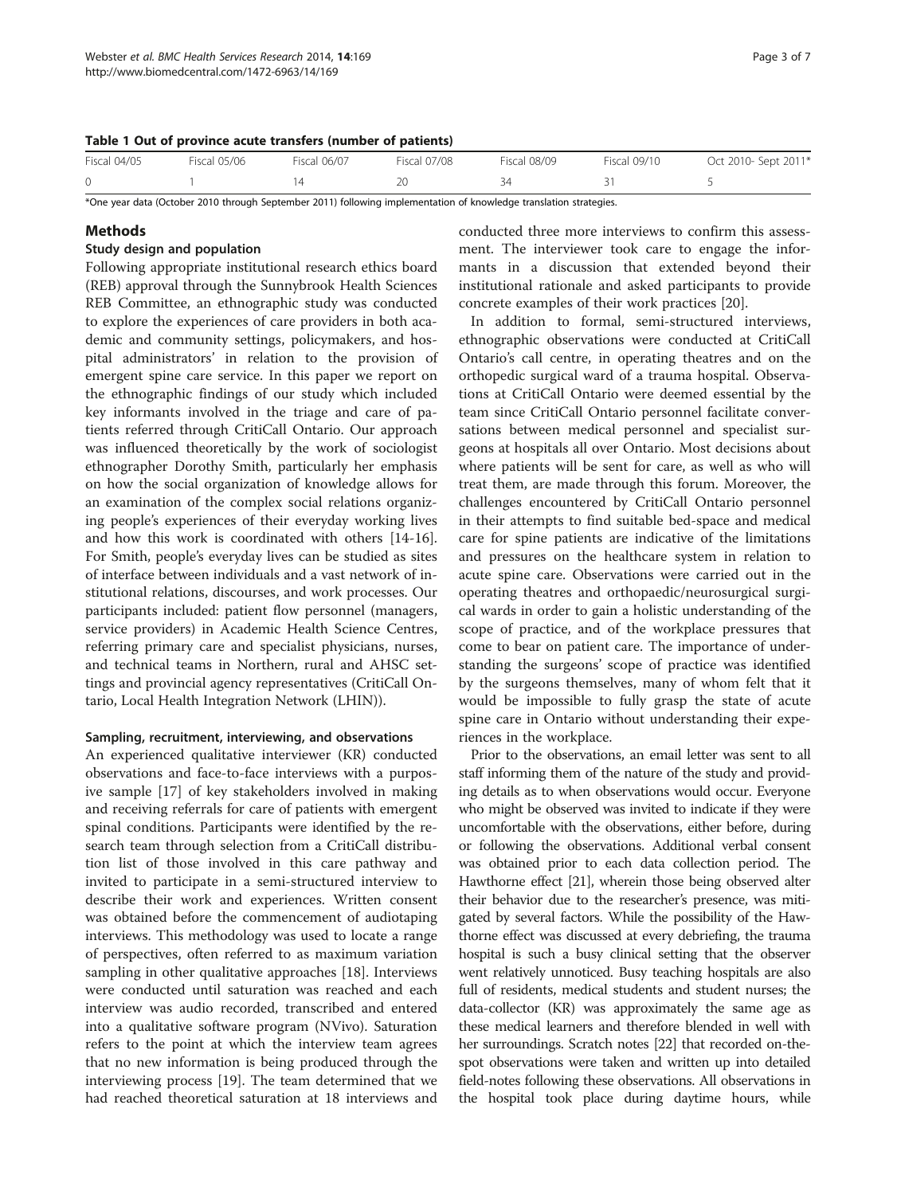**Table 1 Out of province acute transfers (number of patients)**

| Fiscal 04/05 | Fiscal 05/06 | Fiscal 06/07 | Fiscal 07/08 | Fiscal 08/09 | Fiscal 09/10 | Oct 2010- Sept 2011* |
|---|---|---|---|---|---|---|
| 0 | 1 | 14 | 20 | 34 | 31 | 5 |

*One year data (October 2010 through September 2011) following implementation of knowledge translation strategies.

## Methods

### Study design and population

Following appropriate institutional research ethics board (REB) approval through the Sunnybrook Health Sciences REB Committee, an ethnographic study was conducted to explore the experiences of care providers in both academic and community settings, policymakers, and hospital administrators' in relation to the provision of emergent spine care service. In this paper we report on the ethnographic findings of our study which included key informants involved in the triage and care of patients referred through CritiCall Ontario. Our approach was influenced theoretically by the work of sociologist ethnographer Dorothy Smith, particularly her emphasis on how the social organization of knowledge allows for an examination of the complex social relations organizing people's experiences of their everyday working lives and how this work is coordinated with others [14-16]. For Smith, people's everyday lives can be studied as sites of interface between individuals and a vast network of institutional relations, discourses, and work processes. Our participants included: patient flow personnel (managers, service providers) in Academic Health Science Centres, referring primary care and specialist physicians, nurses, and technical teams in Northern, rural and AHSC settings and provincial agency representatives (CritiCall Ontario, Local Health Integration Network (LHIN)).

#### Sampling, recruitment, interviewing, and observations

An experienced qualitative interviewer (KR) conducted observations and face-to-face interviews with a purposive sample [17] of key stakeholders involved in making and receiving referrals for care of patients with emergent spinal conditions. Participants were identified by the research team through selection from a CritiCall distribution list of those involved in this care pathway and invited to participate in a semi-structured interview to describe their work and experiences. Written consent was obtained before the commencement of audiotaping interviews. This methodology was used to locate a range of perspectives, often referred to as maximum variation sampling in other qualitative approaches [18]. Interviews were conducted until saturation was reached and each interview was audio recorded, transcribed and entered into a qualitative software program (NVivo). Saturation refers to the point at which the interview team agrees that no new information is being produced through the interviewing process [19]. The team determined that we had reached theoretical saturation at 18 interviews and conducted three more interviews to confirm this assessment. The interviewer took care to engage the informants in a discussion that extended beyond their institutional rationale and asked participants to provide concrete examples of their work practices [20].

In addition to formal, semi-structured interviews, ethnographic observations were conducted at CritiCall Ontario's call centre, in operating theatres and on the orthopedic surgical ward of a trauma hospital. Observations at CritiCall Ontario were deemed essential by the team since CritiCall Ontario personnel facilitate conversations between medical personnel and specialist surgeons at hospitals all over Ontario. Most decisions about where patients will be sent for care, as well as who will treat them, are made through this forum. Moreover, the challenges encountered by CritiCall Ontario personnel in their attempts to find suitable bed-space and medical care for spine patients are indicative of the limitations and pressures on the healthcare system in relation to acute spine care. Observations were carried out in the operating theatres and orthopaedic/neurosurgical surgical wards in order to gain a holistic understanding of the scope of practice, and of the workplace pressures that come to bear on patient care. The importance of understanding the surgeons' scope of practice was identified by the surgeons themselves, many of whom felt that it would be impossible to fully grasp the state of acute spine care in Ontario without understanding their experiences in the workplace.

Prior to the observations, an email letter was sent to all staff informing them of the nature of the study and providing details as to when observations would occur. Everyone who might be observed was invited to indicate if they were uncomfortable with the observations, either before, during or following the observations. Additional verbal consent was obtained prior to each data collection period. The Hawthorne effect [21], wherein those being observed alter their behavior due to the researcher's presence, was mitigated by several factors. While the possibility of the Hawthorne effect was discussed at every debriefing, the trauma hospital is such a busy clinical setting that the observer went relatively unnoticed. Busy teaching hospitals are also full of residents, medical students and student nurses; the data-collector (KR) was approximately the same age as these medical learners and therefore blended in well with her surroundings. Scratch notes [22] that recorded on-the-spot observations were taken and written up into detailed field-notes following these observations. All observations in the hospital took place during daytime hours, while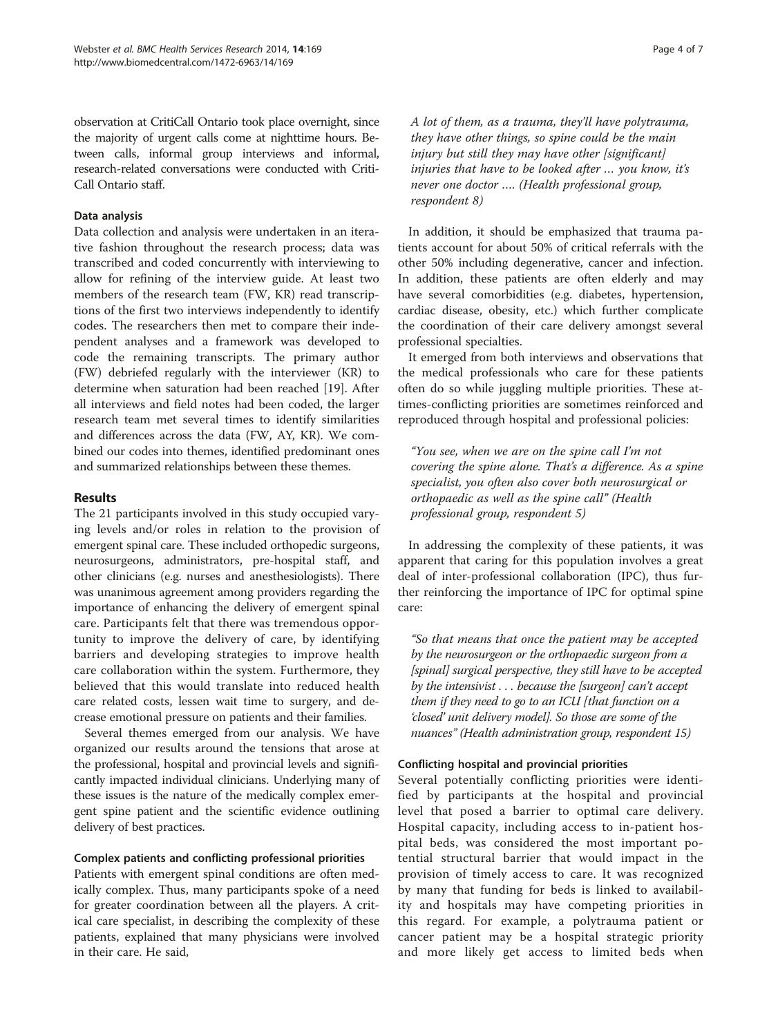observation at CritiCall Ontario took place overnight, since the majority of urgent calls come at nighttime hours. Between calls, informal group interviews and informal, research-related conversations were conducted with CritiCall Ontario staff.

### Data analysis

Data collection and analysis were undertaken in an iterative fashion throughout the research process; data was transcribed and coded concurrently with interviewing to allow for refining of the interview guide. At least two members of the research team (FW, KR) read transcriptions of the first two interviews independently to identify codes. The researchers then met to compare their independent analyses and a framework was developed to code the remaining transcripts. The primary author (FW) debriefed regularly with the interviewer (KR) to determine when saturation had been reached [19]. After all interviews and field notes had been coded, the larger research team met several times to identify similarities and differences across the data (FW, AY, KR). We combined our codes into themes, identified predominant ones and summarized relationships between these themes.

## Results

The 21 participants involved in this study occupied varying levels and/or roles in relation to the provision of emergent spinal care. These included orthopedic surgeons, neurosurgeons, administrators, pre-hospital staff, and other clinicians (e.g. nurses and anesthesiologists). There was unanimous agreement among providers regarding the importance of enhancing the delivery of emergent spinal care. Participants felt that there was tremendous opportunity to improve the delivery of care, by identifying barriers and developing strategies to improve health care collaboration within the system. Furthermore, they believed that this would translate into reduced health care related costs, lessen wait time to surgery, and decrease emotional pressure on patients and their families.

Several themes emerged from our analysis. We have organized our results around the tensions that arose at the professional, hospital and provincial levels and significantly impacted individual clinicians. Underlying many of these issues is the nature of the medically complex emergent spine patient and the scientific evidence outlining delivery of best practices.

### Complex patients and conflicting professional priorities

Patients with emergent spinal conditions are often medically complex. Thus, many participants spoke of a need for greater coordination between all the players. A critical care specialist, in describing the complexity of these patients, explained that many physicians were involved in their care. He said,

> *A lot of them, as a trauma, they'll have polytrauma, they have other things, so spine could be the main injury but still they may have other [significant] injuries that have to be looked after … you know, it's never one doctor …. (Health professional group, respondent 8)*

In addition, it should be emphasized that trauma patients account for about 50% of critical referrals with the other 50% including degenerative, cancer and infection. In addition, these patients are often elderly and may have several comorbidities (e.g. diabetes, hypertension, cardiac disease, obesity, etc.) which further complicate the coordination of their care delivery amongst several professional specialties.

It emerged from both interviews and observations that the medical professionals who care for these patients often do so while juggling multiple priorities. These at-times-conflicting priorities are sometimes reinforced and reproduced through hospital and professional policies:

> *"You see, when we are on the spine call I'm not covering the spine alone. That's a difference. As a spine specialist, you often also cover both neurosurgical or orthopaedic as well as the spine call" (Health professional group, respondent 5)*

In addressing the complexity of these patients, it was apparent that caring for this population involves a great deal of inter-professional collaboration (IPC), thus further reinforcing the importance of IPC for optimal spine care:

> *"So that means that once the patient may be accepted by the neurosurgeon or the orthopaedic surgeon from a [spinal] surgical perspective, they still have to be accepted by the intensivist . . . because the [surgeon] can't accept them if they need to go to an ICU [that function on a 'closed' unit delivery model]. So those are some of the nuances" (Health administration group, respondent 15)*

### Conflicting hospital and provincial priorities

Several potentially conflicting priorities were identified by participants at the hospital and provincial level that posed a barrier to optimal care delivery. Hospital capacity, including access to in-patient hospital beds, was considered the most important potential structural barrier that would impact in the provision of timely access to care. It was recognized by many that funding for beds is linked to availability and hospitals may have competing priorities in this regard. For example, a polytrauma patient or cancer patient may be a hospital strategic priority and more likely get access to limited beds when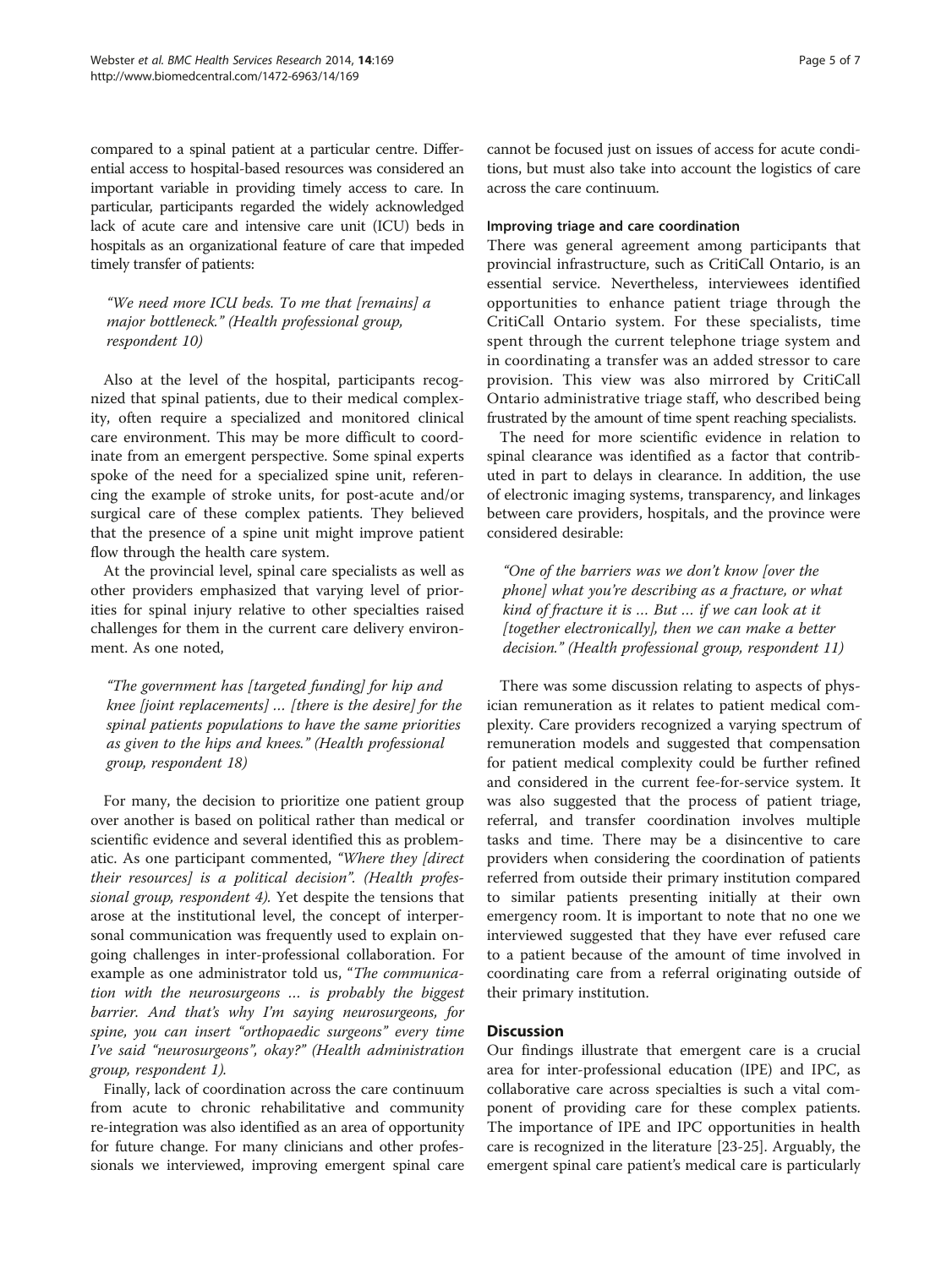compared to a spinal patient at a particular centre. Differential access to hospital-based resources was considered an important variable in providing timely access to care. In particular, participants regarded the widely acknowledged lack of acute care and intensive care unit (ICU) beds in hospitals as an organizational feature of care that impeded timely transfer of patients:

> *"We need more ICU beds. To me that [remains] a major bottleneck." (Health professional group, respondent 10)*

Also at the level of the hospital, participants recognized that spinal patients, due to their medical complexity, often require a specialized and monitored clinical care environment. This may be more difficult to coordinate from an emergent perspective. Some spinal experts spoke of the need for a specialized spine unit, referencing the example of stroke units, for post-acute and/or surgical care of these complex patients. They believed that the presence of a spine unit might improve patient flow through the health care system.

At the provincial level, spinal care specialists as well as other providers emphasized that varying level of priorities for spinal injury relative to other specialties raised challenges for them in the current care delivery environment. As one noted,

> *"The government has [targeted funding] for hip and knee [joint replacements] … [there is the desire] for the spinal patients populations to have the same priorities as given to the hips and knees." (Health professional group, respondent 18)*

For many, the decision to prioritize one patient group over another is based on political rather than medical or scientific evidence and several identified this as problematic. As one participant commented, *"Where they [direct their resources] is a political decision". (Health professional group, respondent 4).* Yet despite the tensions that arose at the institutional level, the concept of interpersonal communication was frequently used to explain ongoing challenges in inter-professional collaboration. For example as one administrator told us, "*The communication with the neurosurgeons … is probably the biggest barrier. And that's why I'm saying neurosurgeons, for spine, you can insert "orthopaedic surgeons" every time I've said "neurosurgeons", okay?" (Health administration group, respondent 1).*

Finally, lack of coordination across the care continuum from acute to chronic rehabilitative and community re-integration was also identified as an area of opportunity for future change. For many clinicians and other professionals we interviewed, improving emergent spinal care cannot be focused just on issues of access for acute conditions, but must also take into account the logistics of care across the care continuum.

#### Improving triage and care coordination

There was general agreement among participants that provincial infrastructure, such as CritiCall Ontario, is an essential service. Nevertheless, interviewees identified opportunities to enhance patient triage through the CritiCall Ontario system. For these specialists, time spent through the current telephone triage system and in coordinating a transfer was an added stressor to care provision. This view was also mirrored by CritiCall Ontario administrative triage staff, who described being frustrated by the amount of time spent reaching specialists.

The need for more scientific evidence in relation to spinal clearance was identified as a factor that contributed in part to delays in clearance. In addition, the use of electronic imaging systems, transparency, and linkages between care providers, hospitals, and the province were considered desirable:

> *"One of the barriers was we don't know [over the phone] what you're describing as a fracture, or what kind of fracture it is … But … if we can look at it [together electronically], then we can make a better decision." (Health professional group, respondent 11)*

There was some discussion relating to aspects of physician remuneration as it relates to patient medical complexity. Care providers recognized a varying spectrum of remuneration models and suggested that compensation for patient medical complexity could be further refined and considered in the current fee-for-service system. It was also suggested that the process of patient triage, referral, and transfer coordination involves multiple tasks and time. There may be a disincentive to care providers when considering the coordination of patients referred from outside their primary institution compared to similar patients presenting initially at their own emergency room. It is important to note that no one we interviewed suggested that they have ever refused care to a patient because of the amount of time involved in coordinating care from a referral originating outside of their primary institution.

## Discussion

Our findings illustrate that emergent care is a crucial area for inter-professional education (IPE) and IPC, as collaborative care across specialties is such a vital component of providing care for these complex patients. The importance of IPE and IPC opportunities in health care is recognized in the literature [23-25]. Arguably, the emergent spinal care patient's medical care is particularly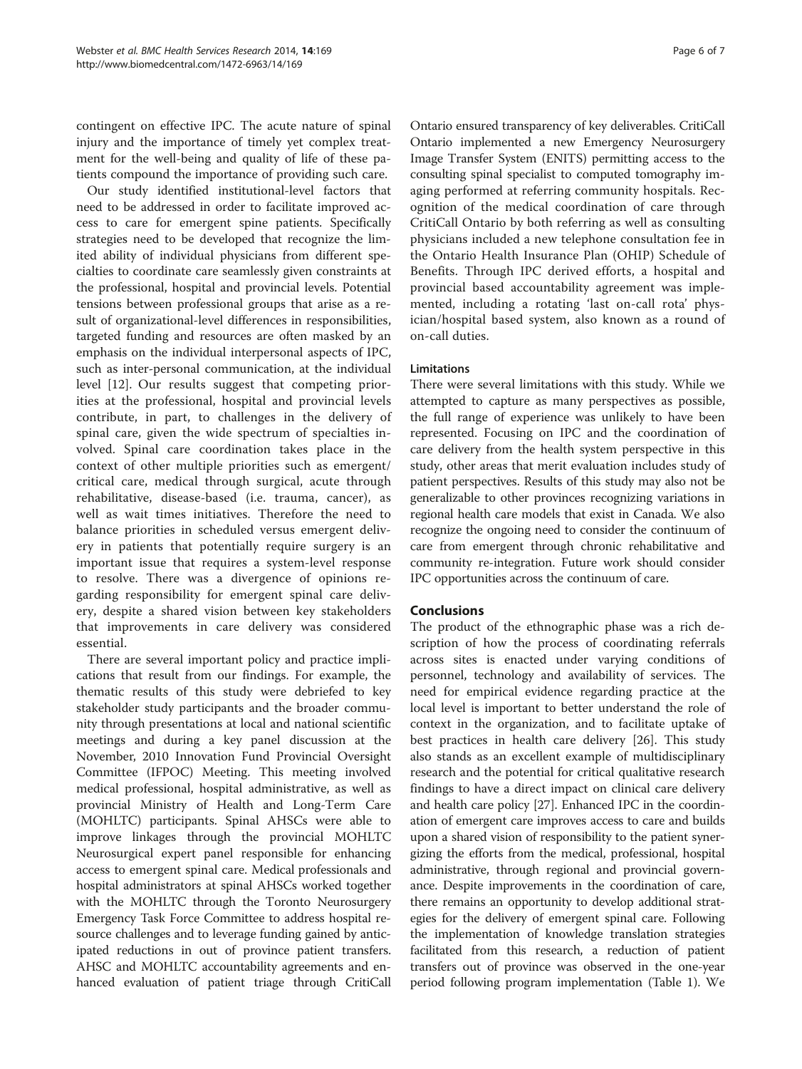contingent on effective IPC. The acute nature of spinal injury and the importance of timely yet complex treatment for the well-being and quality of life of these patients compound the importance of providing such care.

Our study identified institutional-level factors that need to be addressed in order to facilitate improved access to care for emergent spine patients. Specifically strategies need to be developed that recognize the limited ability of individual physicians from different specialties to coordinate care seamlessly given constraints at the professional, hospital and provincial levels. Potential tensions between professional groups that arise as a result of organizational-level differences in responsibilities, targeted funding and resources are often masked by an emphasis on the individual interpersonal aspects of IPC, such as inter-personal communication, at the individual level [12]. Our results suggest that competing priorities at the professional, hospital and provincial levels contribute, in part, to challenges in the delivery of spinal care, given the wide spectrum of specialties involved. Spinal care coordination takes place in the context of other multiple priorities such as emergent/critical care, medical through surgical, acute through rehabilitative, disease-based (i.e. trauma, cancer), as well as wait times initiatives. Therefore the need to balance priorities in scheduled versus emergent delivery in patients that potentially require surgery is an important issue that requires a system-level response to resolve. There was a divergence of opinions regarding responsibility for emergent spinal care delivery, despite a shared vision between key stakeholders that improvements in care delivery was considered essential.

There are several important policy and practice implications that result from our findings. For example, the thematic results of this study were debriefed to key stakeholder study participants and the broader community through presentations at local and national scientific meetings and during a key panel discussion at the November, 2010 Innovation Fund Provincial Oversight Committee (IFPOC) Meeting. This meeting involved medical professional, hospital administrative, as well as provincial Ministry of Health and Long-Term Care (MOHLTC) participants. Spinal AHSCs were able to improve linkages through the provincial MOHLTC Neurosurgical expert panel responsible for enhancing access to emergent spinal care. Medical professionals and hospital administrators at spinal AHSCs worked together with the MOHLTC through the Toronto Neurosurgery Emergency Task Force Committee to address hospital resource challenges and to leverage funding gained by anticipated reductions in out of province patient transfers. AHSC and MOHLTC accountability agreements and enhanced evaluation of patient triage through CritiCall Ontario ensured transparency of key deliverables. CritiCall Ontario implemented a new Emergency Neurosurgery Image Transfer System (ENITS) permitting access to the consulting spinal specialist to computed tomography imaging performed at referring community hospitals. Recognition of the medical coordination of care through CritiCall Ontario by both referring as well as consulting physicians included a new telephone consultation fee in the Ontario Health Insurance Plan (OHIP) Schedule of Benefits. Through IPC derived efforts, a hospital and provincial based accountability agreement was implemented, including a rotating 'last on-call rota' physician/hospital based system, also known as a round of on-call duties.

### Limitations

There were several limitations with this study. While we attempted to capture as many perspectives as possible, the full range of experience was unlikely to have been represented. Focusing on IPC and the coordination of care delivery from the health system perspective in this study, other areas that merit evaluation includes study of patient perspectives. Results of this study may also not be generalizable to other provinces recognizing variations in regional health care models that exist in Canada. We also recognize the ongoing need to consider the continuum of care from emergent through chronic rehabilitative and community re-integration. Future work should consider IPC opportunities across the continuum of care.

## Conclusions

The product of the ethnographic phase was a rich description of how the process of coordinating referrals across sites is enacted under varying conditions of personnel, technology and availability of services. The need for empirical evidence regarding practice at the local level is important to better understand the role of context in the organization, and to facilitate uptake of best practices in health care delivery [26]. This study also stands as an excellent example of multidisciplinary research and the potential for critical qualitative research findings to have a direct impact on clinical care delivery and health care policy [27]. Enhanced IPC in the coordination of emergent care improves access to care and builds upon a shared vision of responsibility to the patient synergizing the efforts from the medical, professional, hospital administrative, through regional and provincial governance. Despite improvements in the coordination of care, there remains an opportunity to develop additional strategies for the delivery of emergent spinal care. Following the implementation of knowledge translation strategies facilitated from this research, a reduction of patient transfers out of province was observed in the one-year period following program implementation (Table 1). We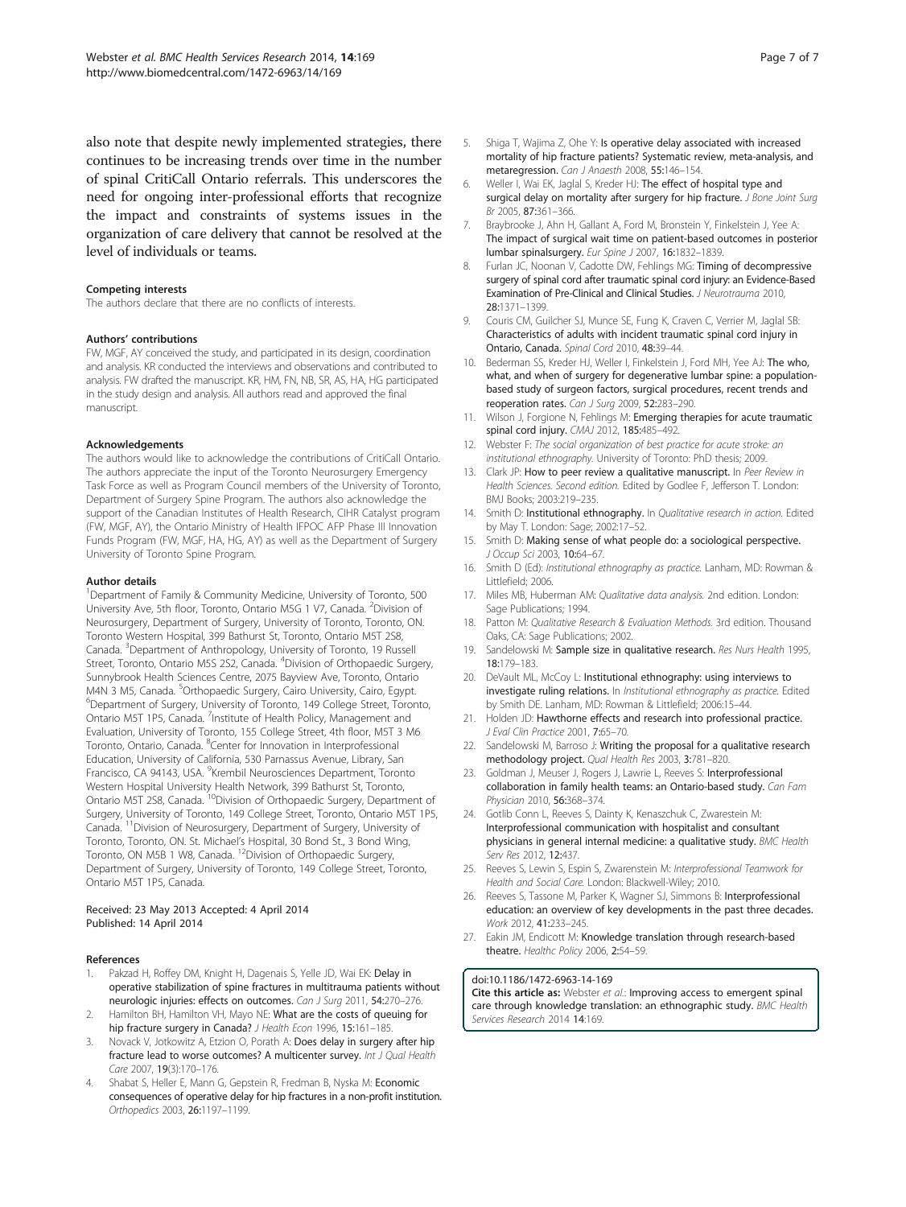also note that despite newly implemented strategies, there continues to be increasing trends over time in the number of spinal CritiCall Ontario referrals. This underscores the need for ongoing inter-professional efforts that recognize the impact and constraints of systems issues in the organization of care delivery that cannot be resolved at the level of individuals or teams.

#### Competing interests

The authors declare that there are no conflicts of interests.

#### Authors' contributions

FW, MGF, AY conceived the study, and participated in its design, coordination and analysis. KR conducted the interviews and observations and contributed to analysis. FW drafted the manuscript. KR, HM, FN, NB, SR, AS, HA, HG participated in the study design and analysis. All authors read and approved the final manuscript.

#### Acknowledgements

The authors would like to acknowledge the contributions of CritiCall Ontario. The authors appreciate the input of the Toronto Neurosurgery Emergency Task Force as well as Program Council members of the University of Toronto, Department of Surgery Spine Program. The authors also acknowledge the support of the Canadian Institutes of Health Research, CIHR Catalyst program (FW, MGF, AY), the Ontario Ministry of Health IFPOC AFP Phase III Innovation Funds Program (FW, MGF, HA, HG, AY) as well as the Department of Surgery University of Toronto Spine Program.

#### Author details

[1]Department of Family & Community Medicine, University of Toronto, 500 University Ave, 5th floor, Toronto, Ontario M5G 1 V7, Canada. [2]Division of Neurosurgery, Department of Surgery, University of Toronto, Toronto, ON. Toronto Western Hospital, 399 Bathurst St, Toronto, Ontario M5T 2S8, Canada. [3]Department of Anthropology, University of Toronto, 19 Russell Street, Toronto, Ontario M5S 2S2, Canada. [4]Division of Orthopaedic Surgery, Sunnybrook Health Sciences Centre, 2075 Bayview Ave, Toronto, Ontario M4N 3 M5, Canada. [5]Orthopaedic Surgery, Cairo University, Cairo, Egypt. [6]Department of Surgery, University of Toronto, 149 College Street, Toronto, Ontario M5T 1P5, Canada. [7]Institute of Health Policy, Management and Evaluation, University of Toronto, 155 College Street, 4th floor, M5T 3 M6 Toronto, Ontario, Canada. [8]Center for Innovation in Interprofessional Education, University of California, 530 Parnassus Avenue, Library, San Francisco, CA 94143, USA. [9]Krembil Neurosciences Department, Toronto Western Hospital University Health Network, 399 Bathurst St, Toronto, Ontario M5T 2S8, Canada. [10]Division of Orthopaedic Surgery, Department of Surgery, University of Toronto, 149 College Street, Toronto, Ontario M5T 1P5, Canada. [11]Division of Neurosurgery, Department of Surgery, University of Toronto, Toronto, ON. St. Michael's Hospital, 30 Bond St., 3 Bond Wing, Toronto, ON M5B 1 W8, Canada. [12]Division of Orthopaedic Surgery, Department of Surgery, University of Toronto, 149 College Street, Toronto, Ontario M5T 1P5, Canada.

Received: 23 May 2013 Accepted: 4 April 2014
Published: 14 April 2014

#### References

1. Pakzad H, Roffey DM, Knight H, Dagenais S, Yelle JD, Wai EK: **Delay in operative stabilization of spine fractures in multitrauma patients without neurologic injuries: effects on outcomes.** *Can J Surg* 2011, **54:**270–276.
2. Hamilton BH, Hamilton VH, Mayo NE: **What are the costs of queuing for hip fracture surgery in Canada?** *J Health Econ* 1996, **15:**161–185.
3. Novack V, Jotkowitz A, Etzion O, Porath A: **Does delay in surgery after hip fracture lead to worse outcomes? A multicenter survey.** *Int J Qual Health Care* 2007, **19**(3):170–176.
4. Shabat S, Heller E, Mann G, Gepstein R, Fredman B, Nyska M: **Economic consequences of operative delay for hip fractures in a non-profit institution.** *Orthopedics* 2003, **26:**1197–1199.
5. Shiga T, Wajima Z, Ohe Y: **Is operative delay associated with increased mortality of hip fracture patients? Systematic review, meta-analysis, and metaregression.** *Can J Anaesth* 2008, **55:**146–154.
6. Weller I, Wai EK, Jaglal S, Kreder HJ: **The effect of hospital type and surgical delay on mortality after surgery for hip fracture.** *J Bone Joint Surg Br* 2005, **87:**361–366.
7. Braybrooke J, Ahn H, Gallant A, Ford M, Bronstein Y, Finkelstein J, Yee A: **The impact of surgical wait time on patient-based outcomes in posterior lumbar spinalsurgery.** *Eur Spine J* 2007, **16:**1832–1839.
8. Furlan JC, Noonan V, Cadotte DW, Fehlings MG: **Timing of decompressive surgery of spinal cord after traumatic spinal cord injury: an Evidence-Based Examination of Pre-Clinical and Clinical Studies.** *J Neurotrauma* 2010, **28:**1371–1399.
9. Couris CM, Guilcher SJ, Munce SE, Fung K, Craven C, Verrier M, Jaglal SB: **Characteristics of adults with incident traumatic spinal cord injury in Ontario, Canada.** *Spinal Cord* 2010, **48:**39–44.
10. Bederman SS, Kreder HJ, Weller I, Finkelstein J, Ford MH, Yee AJ: **The who, what, and when of surgery for degenerative lumbar spine: a population-based study of surgeon factors, surgical procedures, recent trends and reoperation rates.** *Can J Surg* 2009, **52:**283–290.
11. Wilson J, Forgione N, Fehlings M: **Emerging therapies for acute traumatic spinal cord injury.** *CMAJ* 2012, **185:**485–492.
12. Webster F: *The social organization of best practice for acute stroke: an institutional ethnography.* University of Toronto: PhD thesis; 2009.
13. Clark JP: **How to peer review a qualitative manuscript.** In *Peer Review in Health Sciences. Second edition.* Edited by Godlee F, Jefferson T. London: BMJ Books; 2003:219–235.
14. Smith D: **Institutional ethnography.** In *Qualitative research in action.* Edited by May T. London: Sage; 2002:17–52.
15. Smith D: **Making sense of what people do: a sociological perspective.** *J Occup Sci* 2003, **10:**64–67.
16. Smith D (Ed): *Institutional ethnography as practice.* Lanham, MD: Rowman & Littlefield; 2006.
17. Miles MB, Huberman AM: *Qualitative data analysis.* 2nd edition. London: Sage Publications; 1994.
18. Patton M: *Qualitative Research & Evaluation Methods.* 3rd edition. Thousand Oaks, CA: Sage Publications; 2002.
19. Sandelowski M: **Sample size in qualitative research.** *Res Nurs Health* 1995, **18:**179–183.
20. DeVault ML, McCoy L: **Institutional ethnography: using interviews to investigate ruling relations.** In *Institutional ethnography as practice.* Edited by Smith DE. Lanham, MD: Rowman & Littlefield; 2006:15–44.
21. Holden JD: **Hawthorne effects and research into professional practice.** *J Eval Clin Practice* 2001, **7:**65–70.
22. Sandelowski M, Barroso J: **Writing the proposal for a qualitative research methodology project.** *Qual Health Res* 2003, **3:**781–820.
23. Goldman J, Meuser J, Rogers J, Lawrie L, Reeves S: **Interprofessional collaboration in family health teams: an Ontario-based study.** *Can Fam Physician* 2010, **56:**368–374.
24. Gotlib Conn L, Reeves S, Dainty K, Kenaszchuk C, Zwarestein M: **Interprofessional communication with hospitalist and consultant physicians in general internal medicine: a qualitative study.** *BMC Health Serv Res* 2012, **12:**437.
25. Reeves S, Lewin S, Espin S, Zwarenstein M: *Interprofessional Teamwork for Health and Social Care.* London: Blackwell-Wiley; 2010.
26. Reeves S, Tassone M, Parker K, Wagner SJ, Simmons B: **Interprofessional education: an overview of key developments in the past three decades.** *Work* 2012, **41:**233–245.
27. Eakin JM, Endicott M: **Knowledge translation through research-based theatre.** *Healthc Policy* 2006, **2:**54–59.

doi:10.1186/1472-6963-14-169

**Cite this article as:** Webster *et al.*: Improving access to emergent spinal care through knowledge translation: an ethnographic study. *BMC Health Services Research* 2014 **14**:169.